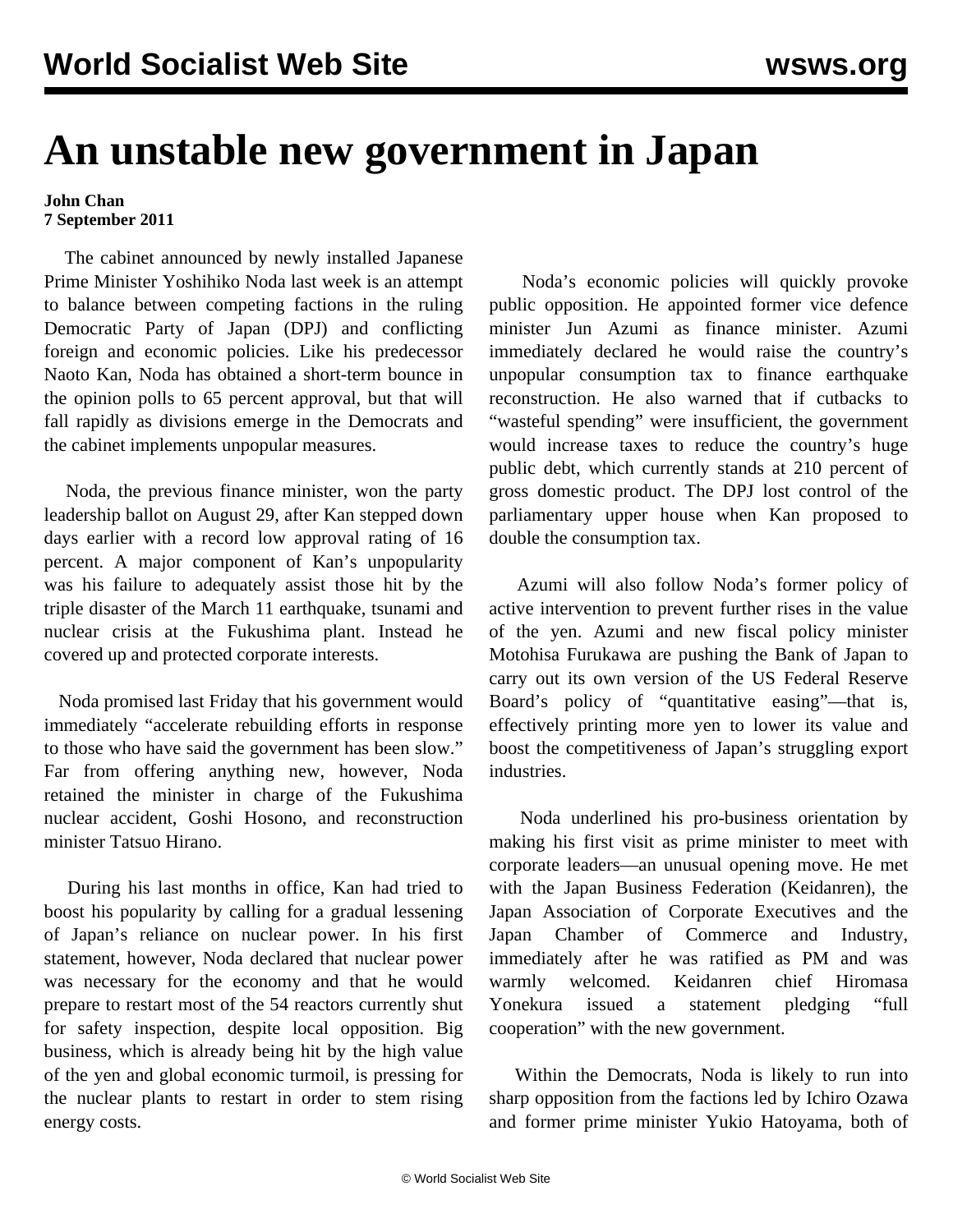# An unstable new government in Japan

**John Chan**
**7 September 2011**

The cabinet announced by newly installed Japanese Prime Minister Yoshihiko Noda last week is an attempt to balance between competing factions in the ruling Democratic Party of Japan (DPJ) and conflicting foreign and economic policies. Like his predecessor Naoto Kan, Noda has obtained a short-term bounce in the opinion polls to 65 percent approval, but that will fall rapidly as divisions emerge in the Democrats and the cabinet implements unpopular measures.

Noda, the previous finance minister, won the party leadership ballot on August 29, after Kan stepped down days earlier with a record low approval rating of 16 percent. A major component of Kan's unpopularity was his failure to adequately assist those hit by the triple disaster of the March 11 earthquake, tsunami and nuclear crisis at the Fukushima plant. Instead he covered up and protected corporate interests.

Noda promised last Friday that his government would immediately "accelerate rebuilding efforts in response to those who have said the government has been slow." Far from offering anything new, however, Noda retained the minister in charge of the Fukushima nuclear accident, Goshi Hosono, and reconstruction minister Tatsuo Hirano.

During his last months in office, Kan had tried to boost his popularity by calling for a gradual lessening of Japan's reliance on nuclear power. In his first statement, however, Noda declared that nuclear power was necessary for the economy and that he would prepare to restart most of the 54 reactors currently shut for safety inspection, despite local opposition. Big business, which is already being hit by the high value of the yen and global economic turmoil, is pressing for the nuclear plants to restart in order to stem rising energy costs.

Noda's economic policies will quickly provoke public opposition. He appointed former vice defence minister Jun Azumi as finance minister. Azumi immediately declared he would raise the country's unpopular consumption tax to finance earthquake reconstruction. He also warned that if cutbacks to "wasteful spending" were insufficient, the government would increase taxes to reduce the country's huge public debt, which currently stands at 210 percent of gross domestic product. The DPJ lost control of the parliamentary upper house when Kan proposed to double the consumption tax.

Azumi will also follow Noda's former policy of active intervention to prevent further rises in the value of the yen. Azumi and new fiscal policy minister Motohisa Furukawa are pushing the Bank of Japan to carry out its own version of the US Federal Reserve Board's policy of "quantitative easing"—that is, effectively printing more yen to lower its value and boost the competitiveness of Japan's struggling export industries.

Noda underlined his pro-business orientation by making his first visit as prime minister to meet with corporate leaders—an unusual opening move. He met with the Japan Business Federation (Keidanren), the Japan Association of Corporate Executives and the Japan Chamber of Commerce and Industry, immediately after he was ratified as PM and was warmly welcomed. Keidanren chief Hiromasa Yonekura issued a statement pledging "full cooperation" with the new government.

Within the Democrats, Noda is likely to run into sharp opposition from the factions led by Ichiro Ozawa and former prime minister Yukio Hatoyama, both of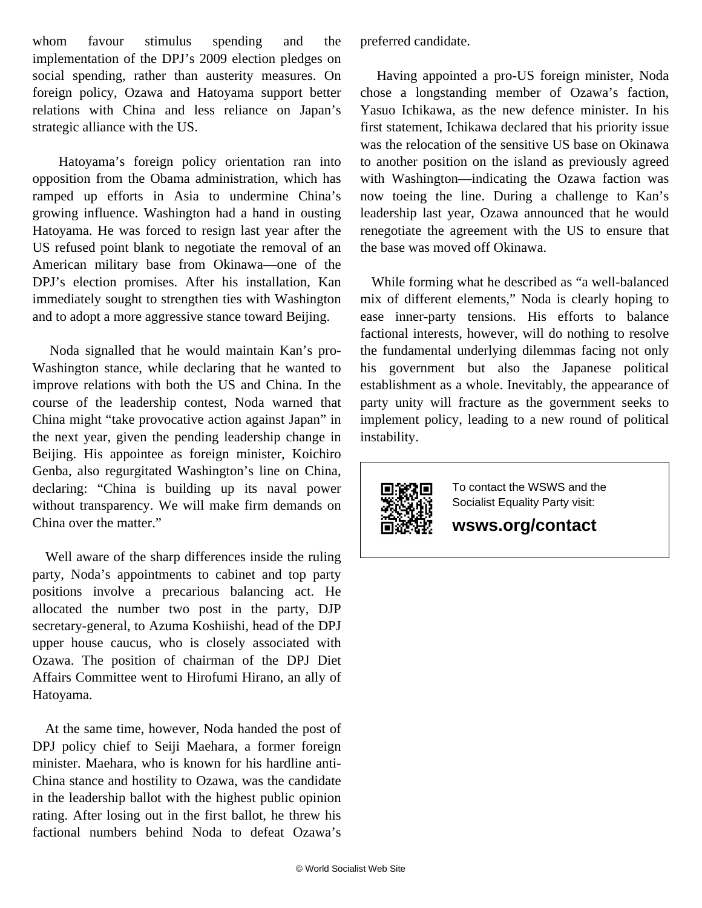whom favour stimulus spending and the implementation of the DPJ's 2009 election pledges on social spending, rather than austerity measures. On foreign policy, Ozawa and Hatoyama support better relations with China and less reliance on Japan's strategic alliance with the US.

Hatoyama's foreign policy orientation ran into opposition from the Obama administration, which has ramped up efforts in Asia to undermine China's growing influence. Washington had a hand in ousting Hatoyama. He was forced to resign last year after the US refused point blank to negotiate the removal of an American military base from Okinawa—one of the DPJ's election promises. After his installation, Kan immediately sought to strengthen ties with Washington and to adopt a more aggressive stance toward Beijing.

Noda signalled that he would maintain Kan's pro-Washington stance, while declaring that he wanted to improve relations with both the US and China. In the course of the leadership contest, Noda warned that China might "take provocative action against Japan" in the next year, given the pending leadership change in Beijing. His appointee as foreign minister, Koichiro Genba, also regurgitated Washington's line on China, declaring: "China is building up its naval power without transparency. We will make firm demands on China over the matter."

Well aware of the sharp differences inside the ruling party, Noda's appointments to cabinet and top party positions involve a precarious balancing act. He allocated the number two post in the party, DJP secretary-general, to Azuma Koshiishi, head of the DPJ upper house caucus, who is closely associated with Ozawa. The position of chairman of the DPJ Diet Affairs Committee went to Hirofumi Hirano, an ally of Hatoyama.

At the same time, however, Noda handed the post of DPJ policy chief to Seiji Maehara, a former foreign minister. Maehara, who is known for his hardline anti-China stance and hostility to Ozawa, was the candidate in the leadership ballot with the highest public opinion rating. After losing out in the first ballot, he threw his factional numbers behind Noda to defeat Ozawa's preferred candidate.

Having appointed a pro-US foreign minister, Noda chose a longstanding member of Ozawa's faction, Yasuo Ichikawa, as the new defence minister. In his first statement, Ichikawa declared that his priority issue was the relocation of the sensitive US base on Okinawa to another position on the island as previously agreed with Washington—indicating the Ozawa faction was now toeing the line. During a challenge to Kan's leadership last year, Ozawa announced that he would renegotiate the agreement with the US to ensure that the base was moved off Okinawa.

While forming what he described as "a well-balanced mix of different elements," Noda is clearly hoping to ease inner-party tensions. His efforts to balance factional interests, however, will do nothing to resolve the fundamental underlying dilemmas facing not only his government but also the Japanese political establishment as a whole. Inevitably, the appearance of party unity will fracture as the government seeks to implement policy, leading to a new round of political instability.

To contact the WSWS and the Socialist Equality Party visit:

**wsws.org/contact**